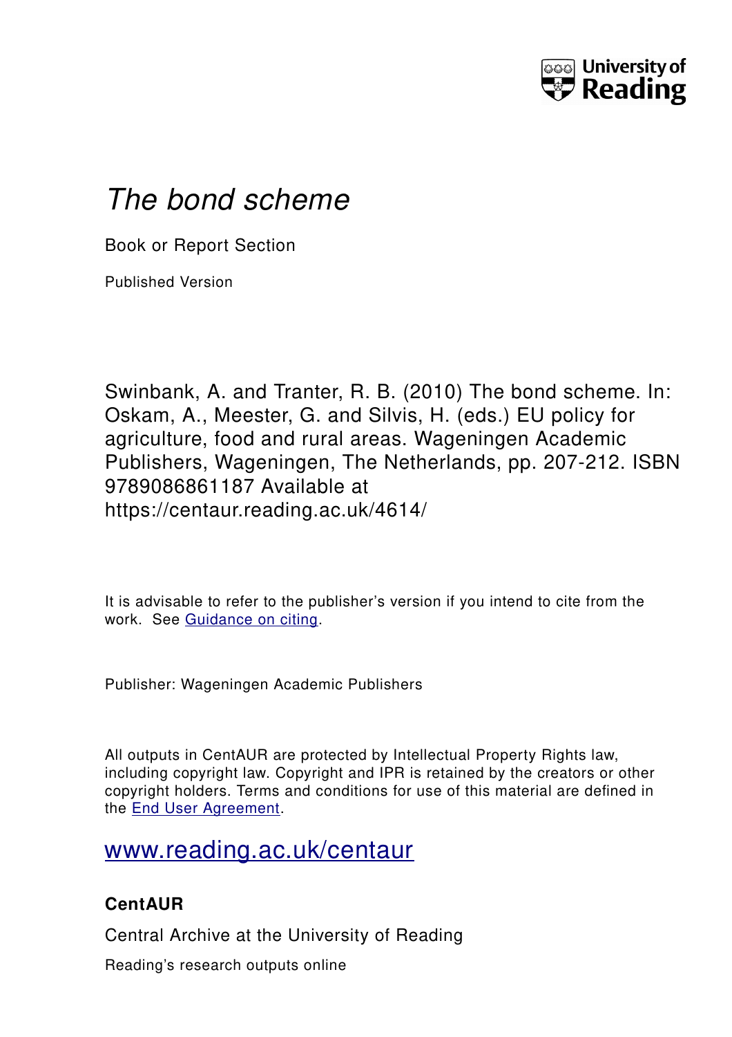University of Reading

# *The bond scheme*

Book or Report Section

Published Version

Swinbank, A. and Tranter, R. B. (2010) The bond scheme. In: Oskam, A., Meester, G. and Silvis, H. (eds.) EU policy for agriculture, food and rural areas. Wageningen Academic Publishers, Wageningen, The Netherlands, pp. 207-212. ISBN 9789086861187 Available at https://centaur.reading.ac.uk/4614/

It is advisable to refer to the publisher's version if you intend to cite from the work. See Guidance on citing.

Publisher: Wageningen Academic Publishers

All outputs in CentAUR are protected by Intellectual Property Rights law, including copyright law. Copyright and IPR is retained by the creators or other copyright holders. Terms and conditions for use of this material are defined in the End User Agreement.

www.reading.ac.uk/centaur

### CentAUR

Central Archive at the University of Reading

Reading's research outputs online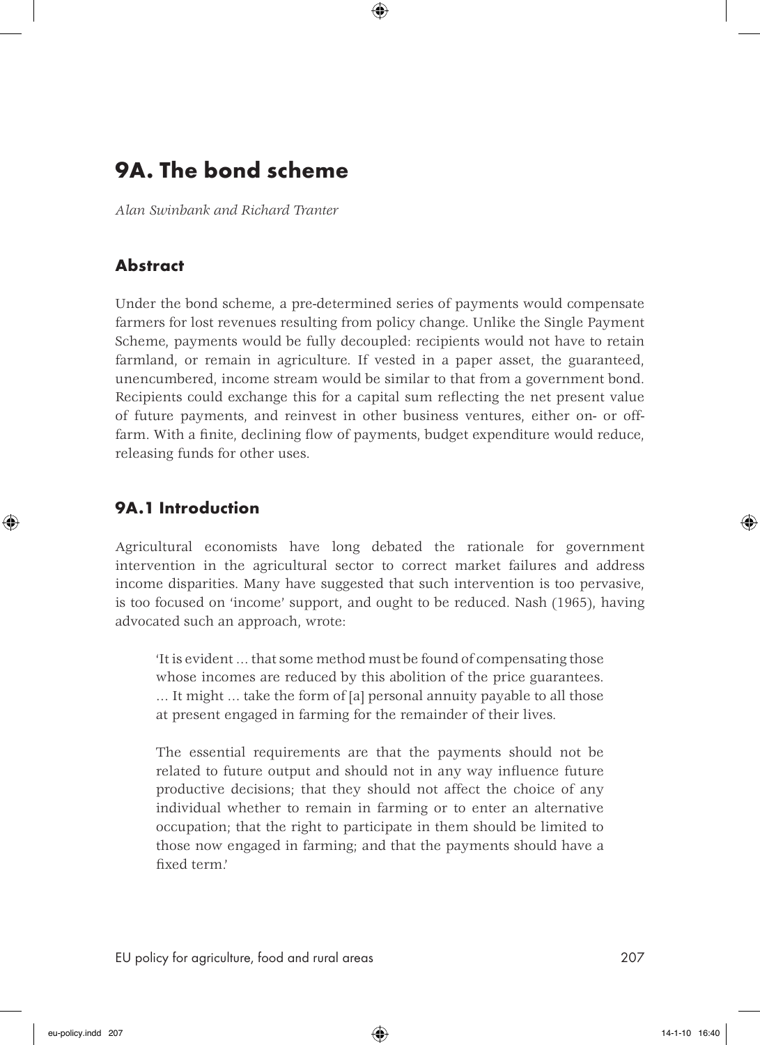# 9A. The bond scheme

*Alan Swinbank and Richard Tranter*

## Abstract

Under the bond scheme, a pre-determined series of payments would compensate farmers for lost revenues resulting from policy change. Unlike the Single Payment Scheme, payments would be fully decoupled: recipients would not have to retain farmland, or remain in agriculture. If vested in a paper asset, the guaranteed, unencumbered, income stream would be similar to that from a government bond. Recipients could exchange this for a capital sum reflecting the net present value of future payments, and reinvest in other business ventures, either on- or off-farm. With a finite, declining flow of payments, budget expenditure would reduce, releasing funds for other uses.

## 9A.1 Introduction

Agricultural economists have long debated the rationale for government intervention in the agricultural sector to correct market failures and address income disparities. Many have suggested that such intervention is too pervasive, is too focused on 'income' support, and ought to be reduced. Nash (1965), having advocated such an approach, wrote:

> 'It is evident … that some method must be found of compensating those whose incomes are reduced by this abolition of the price guarantees. … It might … take the form of [a] personal annuity payable to all those at present engaged in farming for the remainder of their lives.
>
> The essential requirements are that the payments should not be related to future output and should not in any way influence future productive decisions; that they should not affect the choice of any individual whether to remain in farming or to enter an alternative occupation; that the right to participate in them should be limited to those now engaged in farming; and that the payments should have a fixed term.'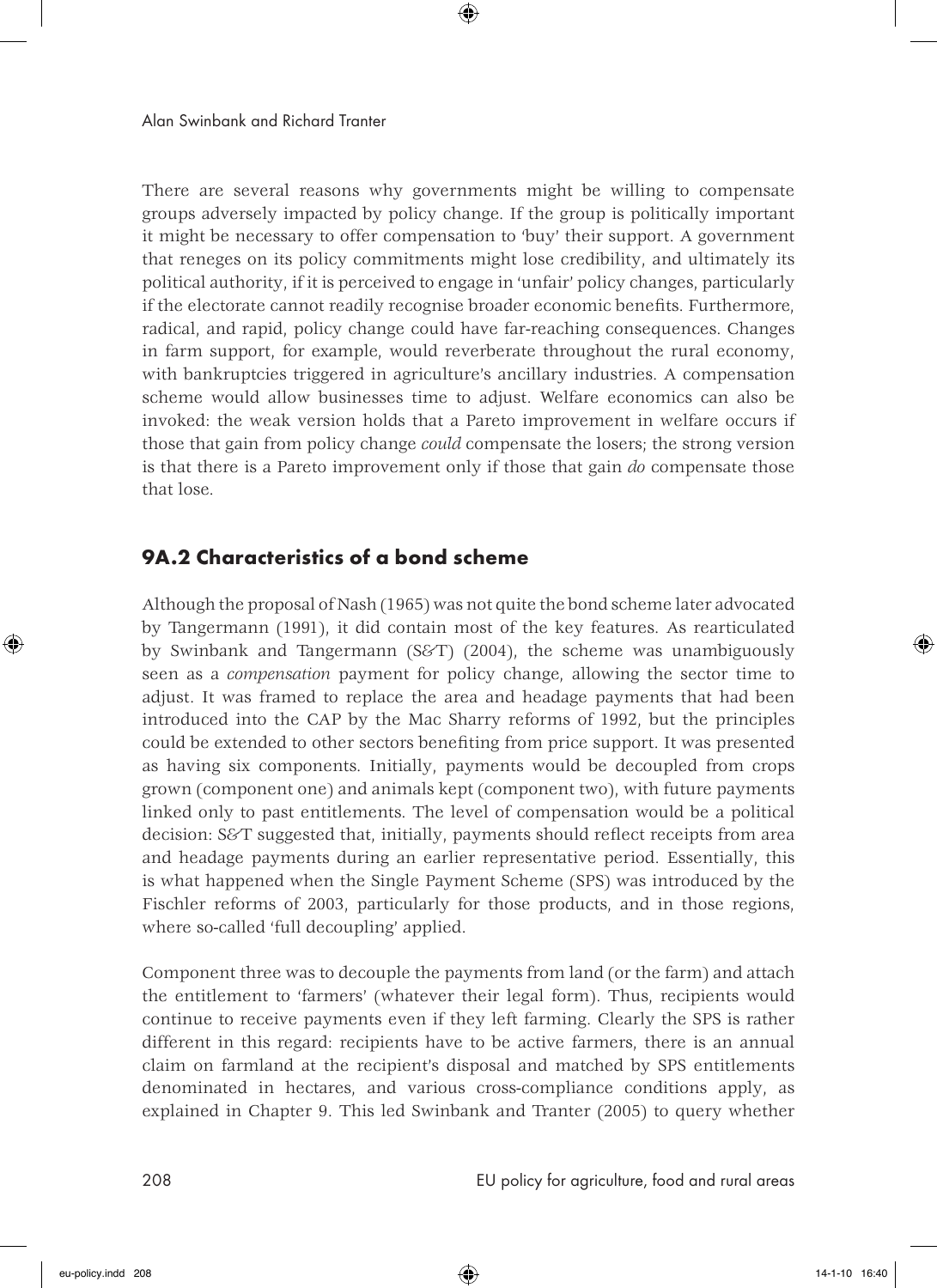There are several reasons why governments might be willing to compensate groups adversely impacted by policy change. If the group is politically important it might be necessary to offer compensation to 'buy' their support. A government that reneges on its policy commitments might lose credibility, and ultimately its political authority, if it is perceived to engage in 'unfair' policy changes, particularly if the electorate cannot readily recognise broader economic benefits. Furthermore, radical, and rapid, policy change could have far-reaching consequences. Changes in farm support, for example, would reverberate throughout the rural economy, with bankruptcies triggered in agriculture's ancillary industries. A compensation scheme would allow businesses time to adjust. Welfare economics can also be invoked: the weak version holds that a Pareto improvement in welfare occurs if those that gain from policy change *could* compensate the losers; the strong version is that there is a Pareto improvement only if those that gain *do* compensate those that lose.

## 9A.2 Characteristics of a bond scheme

Although the proposal of Nash (1965) was not quite the bond scheme later advocated by Tangermann (1991), it did contain most of the key features. As rearticulated by Swinbank and Tangermann (S&T) (2004), the scheme was unambiguously seen as a *compensation* payment for policy change, allowing the sector time to adjust. It was framed to replace the area and headage payments that had been introduced into the CAP by the Mac Sharry reforms of 1992, but the principles could be extended to other sectors benefiting from price support. It was presented as having six components. Initially, payments would be decoupled from crops grown (component one) and animals kept (component two), with future payments linked only to past entitlements. The level of compensation would be a political decision: S&T suggested that, initially, payments should reflect receipts from area and headage payments during an earlier representative period. Essentially, this is what happened when the Single Payment Scheme (SPS) was introduced by the Fischler reforms of 2003, particularly for those products, and in those regions, where so-called 'full decoupling' applied.

Component three was to decouple the payments from land (or the farm) and attach the entitlement to 'farmers' (whatever their legal form). Thus, recipients would continue to receive payments even if they left farming. Clearly the SPS is rather different in this regard: recipients have to be active farmers, there is an annual claim on farmland at the recipient's disposal and matched by SPS entitlements denominated in hectares, and various cross-compliance conditions apply, as explained in Chapter 9. This led Swinbank and Tranter (2005) to query whether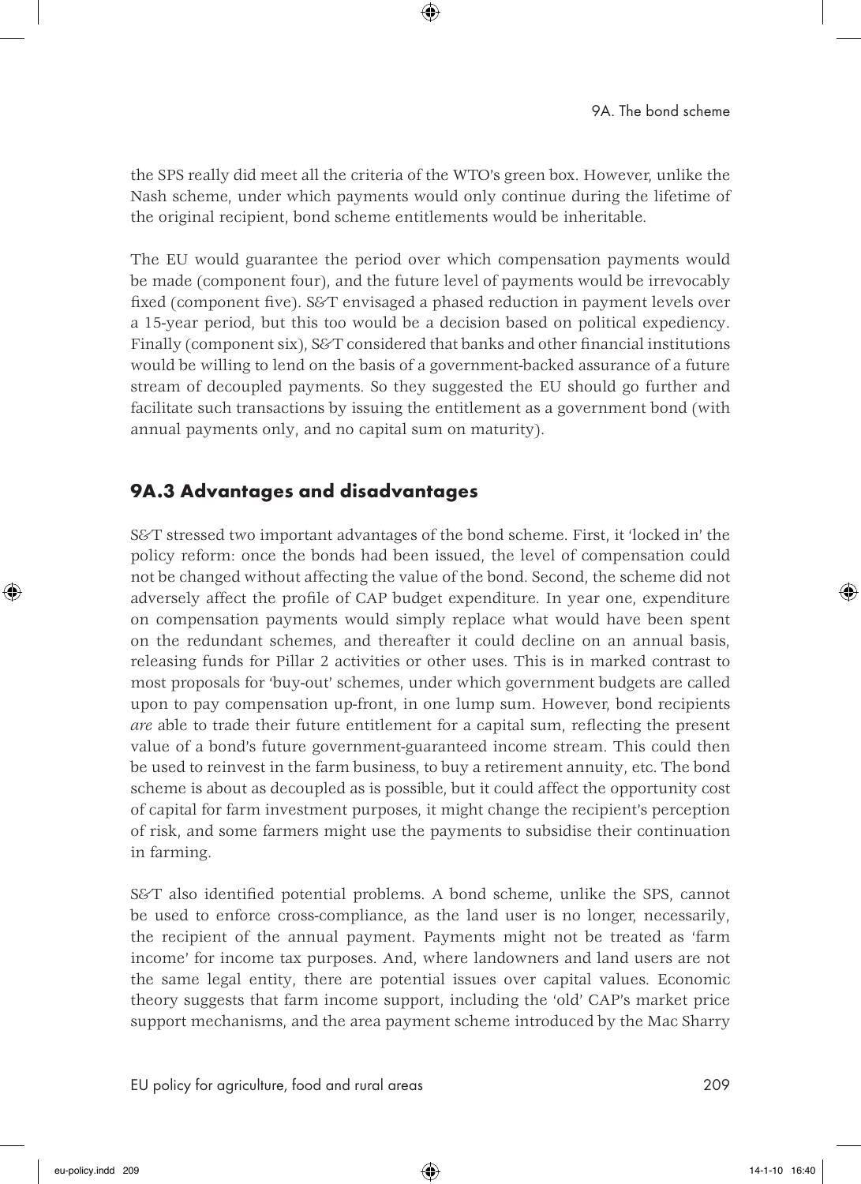the SPS really did meet all the criteria of the WTO's green box. However, unlike the Nash scheme, under which payments would only continue during the lifetime of the original recipient, bond scheme entitlements would be inheritable.

The EU would guarantee the period over which compensation payments would be made (component four), and the future level of payments would be irrevocably fixed (component five). S&T envisaged a phased reduction in payment levels over a 15-year period, but this too would be a decision based on political expediency. Finally (component six), S&T considered that banks and other financial institutions would be willing to lend on the basis of a government-backed assurance of a future stream of decoupled payments. So they suggested the EU should go further and facilitate such transactions by issuing the entitlement as a government bond (with annual payments only, and no capital sum on maturity).

## 9A.3 Advantages and disadvantages

S&T stressed two important advantages of the bond scheme. First, it 'locked in' the policy reform: once the bonds had been issued, the level of compensation could not be changed without affecting the value of the bond. Second, the scheme did not adversely affect the profile of CAP budget expenditure. In year one, expenditure on compensation payments would simply replace what would have been spent on the redundant schemes, and thereafter it could decline on an annual basis, releasing funds for Pillar 2 activities or other uses. This is in marked contrast to most proposals for 'buy-out' schemes, under which government budgets are called upon to pay compensation up-front, in one lump sum. However, bond recipients *are* able to trade their future entitlement for a capital sum, reflecting the present value of a bond's future government-guaranteed income stream. This could then be used to reinvest in the farm business, to buy a retirement annuity, etc. The bond scheme is about as decoupled as is possible, but it could affect the opportunity cost of capital for farm investment purposes, it might change the recipient's perception of risk, and some farmers might use the payments to subsidise their continuation in farming.

S&T also identified potential problems. A bond scheme, unlike the SPS, cannot be used to enforce cross-compliance, as the land user is no longer, necessarily, the recipient of the annual payment. Payments might not be treated as 'farm income' for income tax purposes. And, where landowners and land users are not the same legal entity, there are potential issues over capital values. Economic theory suggests that farm income support, including the 'old' CAP's market price support mechanisms, and the area payment scheme introduced by the Mac Sharry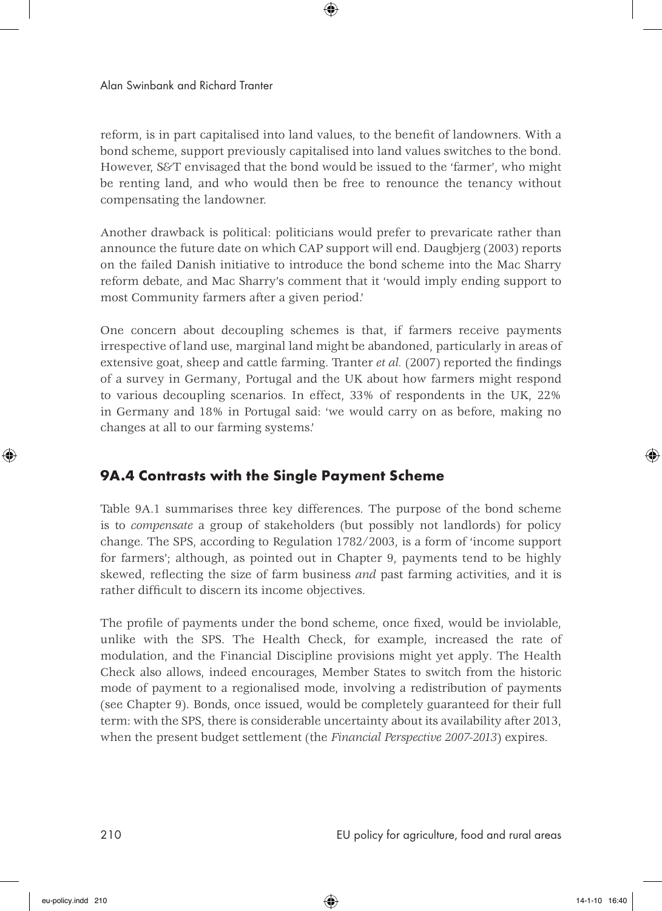reform, is in part capitalised into land values, to the benefit of landowners. With a bond scheme, support previously capitalised into land values switches to the bond. However, S&T envisaged that the bond would be issued to the 'farmer', who might be renting land, and who would then be free to renounce the tenancy without compensating the landowner.

Another drawback is political: politicians would prefer to prevaricate rather than announce the future date on which CAP support will end. Daugbjerg (2003) reports on the failed Danish initiative to introduce the bond scheme into the Mac Sharry reform debate, and Mac Sharry's comment that it 'would imply ending support to most Community farmers after a given period.'

One concern about decoupling schemes is that, if farmers receive payments irrespective of land use, marginal land might be abandoned, particularly in areas of extensive goat, sheep and cattle farming. Tranter *et al.* (2007) reported the findings of a survey in Germany, Portugal and the UK about how farmers might respond to various decoupling scenarios. In effect, 33% of respondents in the UK, 22% in Germany and 18% in Portugal said: 'we would carry on as before, making no changes at all to our farming systems.'

## 9A.4 Contrasts with the Single Payment Scheme

Table 9A.1 summarises three key differences. The purpose of the bond scheme is to *compensate* a group of stakeholders (but possibly not landlords) for policy change. The SPS, according to Regulation 1782/2003, is a form of 'income support for farmers'; although, as pointed out in Chapter 9, payments tend to be highly skewed, reflecting the size of farm business *and* past farming activities, and it is rather difficult to discern its income objectives.

The profile of payments under the bond scheme, once fixed, would be inviolable, unlike with the SPS. The Health Check, for example, increased the rate of modulation, and the Financial Discipline provisions might yet apply. The Health Check also allows, indeed encourages, Member States to switch from the historic mode of payment to a regionalised mode, involving a redistribution of payments (see Chapter 9). Bonds, once issued, would be completely guaranteed for their full term: with the SPS, there is considerable uncertainty about its availability after 2013, when the present budget settlement (the *Financial Perspective 2007-2013*) expires.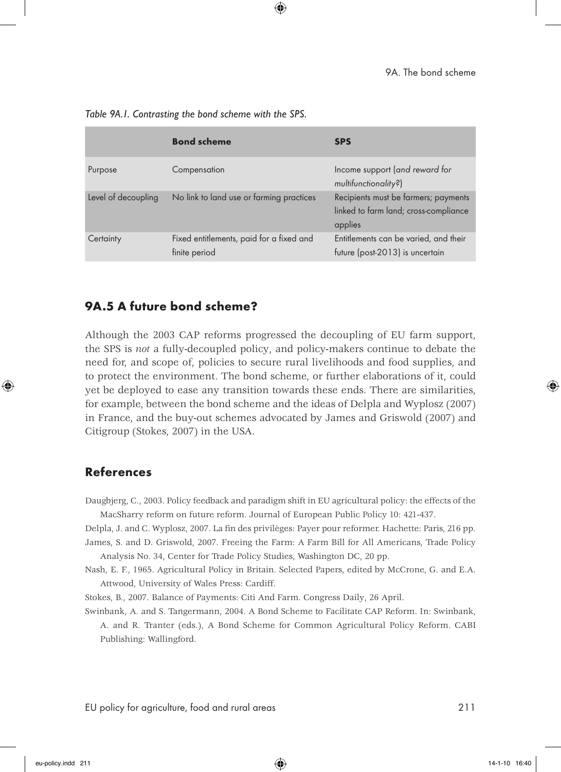*Table 9A.1. Contrasting the bond scheme with the SPS.*

| | Bond scheme | SPS |
|---|---|---|
| Purpose | Compensation | Income support (*and reward for multifunctionality?*) |
| Level of decoupling | No link to land use or farming practices | Recipients must be farmers; payments linked to farm land; cross-compliance applies |
| Certainty | Fixed entitlements, paid for a fixed and finite period | Entitlements can be varied, and their future (post-2013) is uncertain |

## 9A.5 A future bond scheme?

Although the 2003 CAP reforms progressed the decoupling of EU farm support, the SPS is *not* a fully-decoupled policy, and policy-makers continue to debate the need for, and scope of, policies to secure rural livelihoods and food supplies, and to protect the environment. The bond scheme, or further elaborations of it, could yet be deployed to ease any transition towards these ends. There are similarities, for example, between the bond scheme and the ideas of Delpla and Wyplosz (2007) in France, and the buy-out schemes advocated by James and Griswold (2007) and Citigroup (Stokes, 2007) in the USA.

## References

Daugbjerg, C., 2003. Policy feedback and paradigm shift in EU agricultural policy: the effects of the MacSharry reform on future reform. Journal of European Public Policy 10: 421-437.

Delpla, J. and C. Wyplosz, 2007. La fin des privilèges: Payer pour reformer. Hachette: Paris, 216 pp.

James, S. and D. Griswold, 2007. Freeing the Farm: A Farm Bill for All Americans, Trade Policy Analysis No. 34, Center for Trade Policy Studies, Washington DC, 20 pp.

Nash, E. F., 1965. Agricultural Policy in Britain. Selected Papers, edited by McCrone, G. and E.A. Attwood, University of Wales Press: Cardiff.

Stokes, B., 2007. Balance of Payments: Citi And Farm. Congress Daily, 26 April.

Swinbank, A. and S. Tangermann, 2004. A Bond Scheme to Facilitate CAP Reform. In: Swinbank, A. and R. Tranter (eds.), A Bond Scheme for Common Agricultural Policy Reform. CABI Publishing: Wallingford.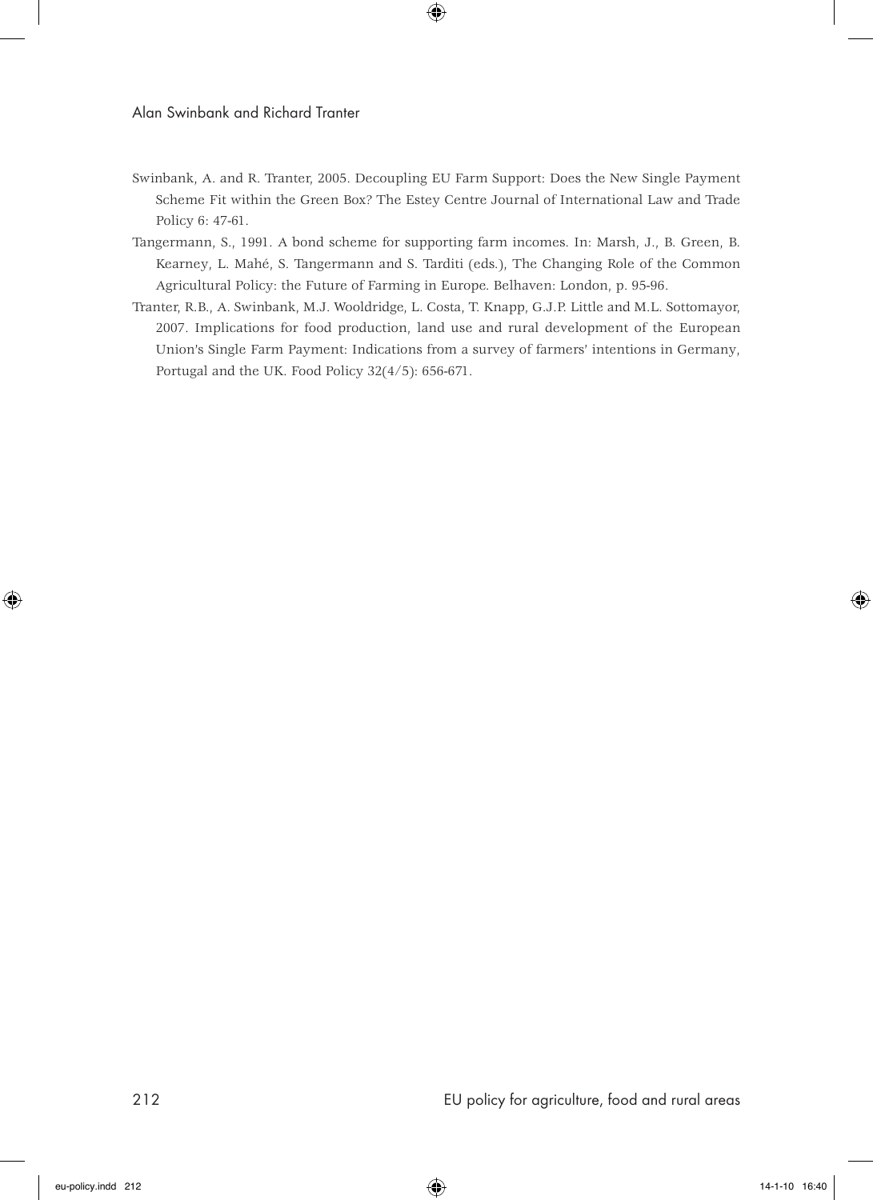Swinbank, A. and R. Tranter, 2005. Decoupling EU Farm Support: Does the New Single Payment Scheme Fit within the Green Box? The Estey Centre Journal of International Law and Trade Policy 6: 47-61.

Tangermann, S., 1991. A bond scheme for supporting farm incomes. In: Marsh, J., B. Green, B. Kearney, L. Mahé, S. Tangermann and S. Tarditi (eds.), The Changing Role of the Common Agricultural Policy: the Future of Farming in Europe. Belhaven: London, p. 95-96.

Tranter, R.B., A. Swinbank, M.J. Wooldridge, L. Costa, T. Knapp, G.J.P. Little and M.L. Sottomayor, 2007. Implications for food production, land use and rural development of the European Union's Single Farm Payment: Indications from a survey of farmers' intentions in Germany, Portugal and the UK. Food Policy 32(4/5): 656-671.